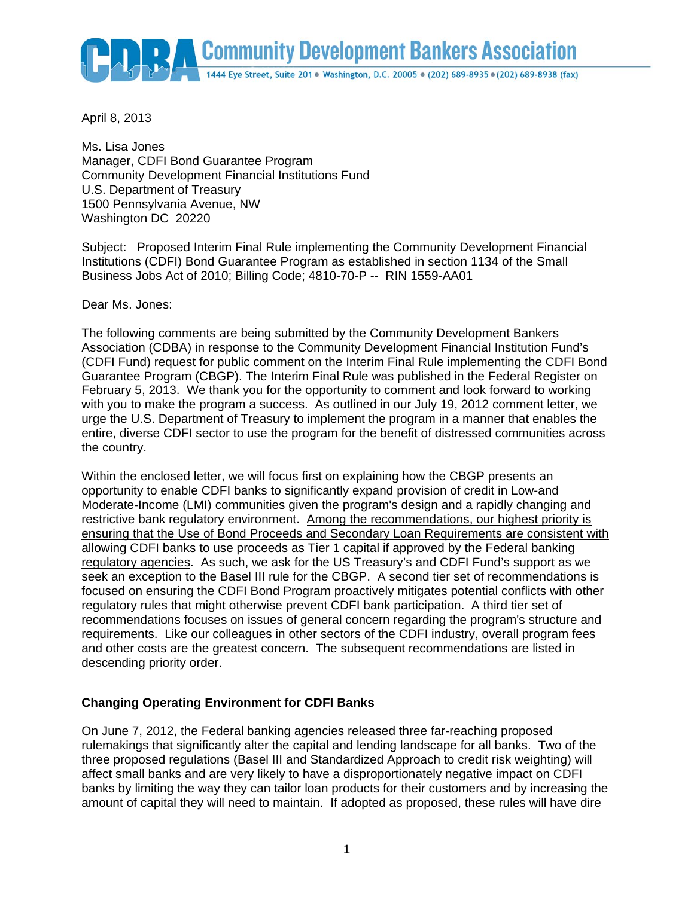# Community Development Bankers Association

1444 Eye Street, Suite 201 • Washington, D.C. 20005 • (202) 689-8935 • (202) 689-8938 (fax)

April 8, 2013

Ms. Lisa Jones
Manager, CDFI Bond Guarantee Program
Community Development Financial Institutions Fund
U.S. Department of Treasury
1500 Pennsylvania Avenue, NW
Washington DC 20220

Subject: Proposed Interim Final Rule implementing the Community Development Financial Institutions (CDFI) Bond Guarantee Program as established in section 1134 of the Small Business Jobs Act of 2010; Billing Code; 4810-70-P -- RIN 1559-AA01

Dear Ms. Jones:

The following comments are being submitted by the Community Development Bankers Association (CDBA) in response to the Community Development Financial Institution Fund's (CDFI Fund) request for public comment on the Interim Final Rule implementing the CDFI Bond Guarantee Program (CBGP). The Interim Final Rule was published in the Federal Register on February 5, 2013. We thank you for the opportunity to comment and look forward to working with you to make the program a success. As outlined in our July 19, 2012 comment letter, we urge the U.S. Department of Treasury to implement the program in a manner that enables the entire, diverse CDFI sector to use the program for the benefit of distressed communities across the country.

Within the enclosed letter, we will focus first on explaining how the CBGP presents an opportunity to enable CDFI banks to significantly expand provision of credit in Low-and Moderate-Income (LMI) communities given the program's design and a rapidly changing and restrictive bank regulatory environment. <u>Among the recommendations, our highest priority is ensuring that the Use of Bond Proceeds and Secondary Loan Requirements are consistent with allowing CDFI banks to use proceeds as Tier 1 capital if approved by the Federal banking regulatory agencies</u>. As such, we ask for the US Treasury's and CDFI Fund's support as we seek an exception to the Basel III rule for the CBGP. A second tier set of recommendations is focused on ensuring the CDFI Bond Program proactively mitigates potential conflicts with other regulatory rules that might otherwise prevent CDFI bank participation. A third tier set of recommendations focuses on issues of general concern regarding the program's structure and requirements. Like our colleagues in other sectors of the CDFI industry, overall program fees and other costs are the greatest concern. The subsequent recommendations are listed in descending priority order.

**Changing Operating Environment for CDFI Banks**

On June 7, 2012, the Federal banking agencies released three far-reaching proposed rulemakings that significantly alter the capital and lending landscape for all banks. Two of the three proposed regulations (Basel III and Standardized Approach to credit risk weighting) will affect small banks and are very likely to have a disproportionately negative impact on CDFI banks by limiting the way they can tailor loan products for their customers and by increasing the amount of capital they will need to maintain. If adopted as proposed, these rules will have dire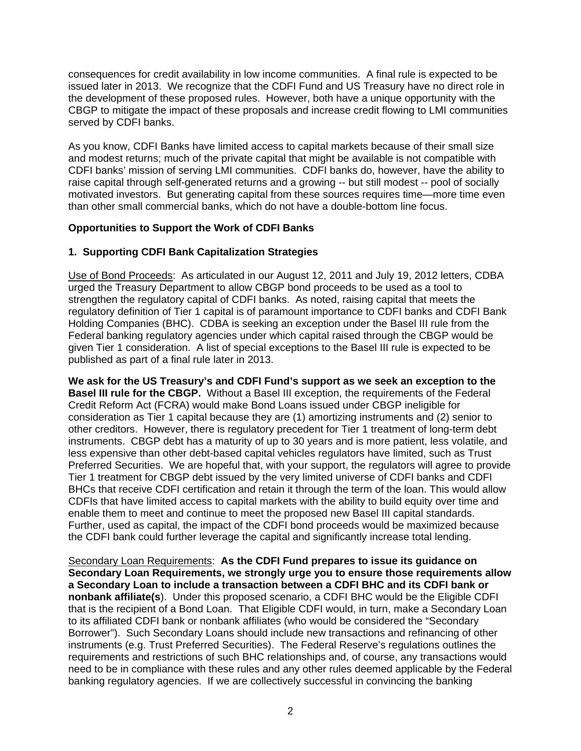consequences for credit availability in low income communities. A final rule is expected to be issued later in 2013. We recognize that the CDFI Fund and US Treasury have no direct role in the development of these proposed rules. However, both have a unique opportunity with the CBGP to mitigate the impact of these proposals and increase credit flowing to LMI communities served by CDFI banks.

As you know, CDFI Banks have limited access to capital markets because of their small size and modest returns; much of the private capital that might be available is not compatible with CDFI banks' mission of serving LMI communities. CDFI banks do, however, have the ability to raise capital through self-generated returns and a growing -- but still modest -- pool of socially motivated investors. But generating capital from these sources requires time—more time even than other small commercial banks, which do not have a double-bottom line focus.

**Opportunities to Support the Work of CDFI Banks**

**1. Supporting CDFI Bank Capitalization Strategies**

Use of Bond Proceeds: As articulated in our August 12, 2011 and July 19, 2012 letters, CDBA urged the Treasury Department to allow CBGP bond proceeds to be used as a tool to strengthen the regulatory capital of CDFI banks. As noted, raising capital that meets the regulatory definition of Tier 1 capital is of paramount importance to CDFI banks and CDFI Bank Holding Companies (BHC). CDBA is seeking an exception under the Basel III rule from the Federal banking regulatory agencies under which capital raised through the CBGP would be given Tier 1 consideration. A list of special exceptions to the Basel III rule is expected to be published as part of a final rule later in 2013.

**We ask for the US Treasury's and CDFI Fund's support as we seek an exception to the Basel III rule for the CBGP.** Without a Basel III exception, the requirements of the Federal Credit Reform Act (FCRA) would make Bond Loans issued under CBGP ineligible for consideration as Tier 1 capital because they are (1) amortizing instruments and (2) senior to other creditors. However, there is regulatory precedent for Tier 1 treatment of long-term debt instruments. CBGP debt has a maturity of up to 30 years and is more patient, less volatile, and less expensive than other debt-based capital vehicles regulators have limited, such as Trust Preferred Securities. We are hopeful that, with your support, the regulators will agree to provide Tier 1 treatment for CBGP debt issued by the very limited universe of CDFI banks and CDFI BHCs that receive CDFI certification and retain it through the term of the loan. This would allow CDFIs that have limited access to capital markets with the ability to build equity over time and enable them to meet and continue to meet the proposed new Basel III capital standards. Further, used as capital, the impact of the CDFI bond proceeds would be maximized because the CDFI bank could further leverage the capital and significantly increase total lending.

Secondary Loan Requirements: **As the CDFI Fund prepares to issue its guidance on Secondary Loan Requirements, we strongly urge you to ensure those requirements allow a Secondary Loan to include a transaction between a CDFI BHC and its CDFI bank or nonbank affiliate(s)**. Under this proposed scenario, a CDFI BHC would be the Eligible CDFI that is the recipient of a Bond Loan. That Eligible CDFI would, in turn, make a Secondary Loan to its affiliated CDFI bank or nonbank affiliates (who would be considered the "Secondary Borrower"). Such Secondary Loans should include new transactions and refinancing of other instruments (e.g. Trust Preferred Securities). The Federal Reserve's regulations outlines the requirements and restrictions of such BHC relationships and, of course, any transactions would need to be in compliance with these rules and any other rules deemed applicable by the Federal banking regulatory agencies. If we are collectively successful in convincing the banking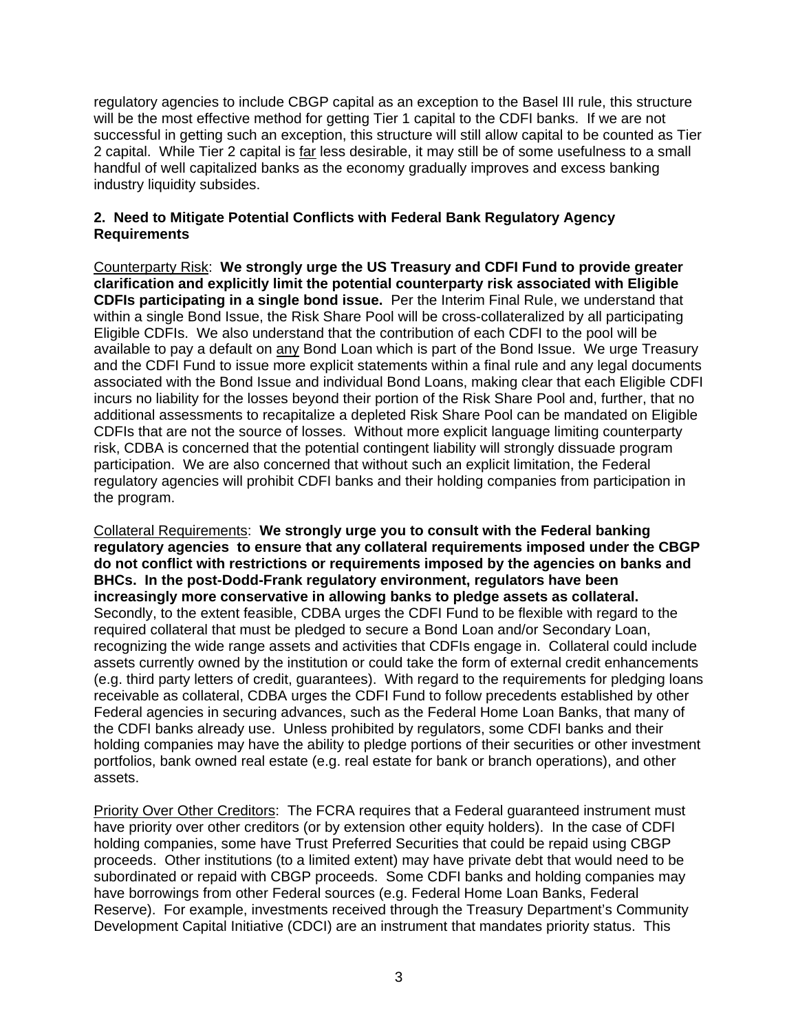regulatory agencies to include CBGP capital as an exception to the Basel III rule, this structure will be the most effective method for getting Tier 1 capital to the CDFI banks. If we are not successful in getting such an exception, this structure will still allow capital to be counted as Tier 2 capital. While Tier 2 capital is <u>far</u> less desirable, it may still be of some usefulness to a small handful of well capitalized banks as the economy gradually improves and excess banking industry liquidity subsides.

**2. Need to Mitigate Potential Conflicts with Federal Bank Regulatory Agency Requirements**

<u>Counterparty Risk</u>: **We strongly urge the US Treasury and CDFI Fund to provide greater clarification and explicitly limit the potential counterparty risk associated with Eligible CDFIs participating in a single bond issue.** Per the Interim Final Rule, we understand that within a single Bond Issue, the Risk Share Pool will be cross-collateralized by all participating Eligible CDFIs. We also understand that the contribution of each CDFI to the pool will be available to pay a default on <u>any</u> Bond Loan which is part of the Bond Issue. We urge Treasury and the CDFI Fund to issue more explicit statements within a final rule and any legal documents associated with the Bond Issue and individual Bond Loans, making clear that each Eligible CDFI incurs no liability for the losses beyond their portion of the Risk Share Pool and, further, that no additional assessments to recapitalize a depleted Risk Share Pool can be mandated on Eligible CDFIs that are not the source of losses. Without more explicit language limiting counterparty risk, CDBA is concerned that the potential contingent liability will strongly dissuade program participation. We are also concerned that without such an explicit limitation, the Federal regulatory agencies will prohibit CDFI banks and their holding companies from participation in the program.

<u>Collateral Requirements</u>: **We strongly urge you to consult with the Federal banking regulatory agencies to ensure that any collateral requirements imposed under the CBGP do not conflict with restrictions or requirements imposed by the agencies on banks and BHCs. In the post-Dodd-Frank regulatory environment, regulators have been increasingly more conservative in allowing banks to pledge assets as collateral.** Secondly, to the extent feasible, CDBA urges the CDFI Fund to be flexible with regard to the required collateral that must be pledged to secure a Bond Loan and/or Secondary Loan, recognizing the wide range assets and activities that CDFIs engage in. Collateral could include assets currently owned by the institution or could take the form of external credit enhancements (e.g. third party letters of credit, guarantees). With regard to the requirements for pledging loans receivable as collateral, CDBA urges the CDFI Fund to follow precedents established by other Federal agencies in securing advances, such as the Federal Home Loan Banks, that many of the CDFI banks already use. Unless prohibited by regulators, some CDFI banks and their holding companies may have the ability to pledge portions of their securities or other investment portfolios, bank owned real estate (e.g. real estate for bank or branch operations), and other assets.

<u>Priority Over Other Creditors</u>: The FCRA requires that a Federal guaranteed instrument must have priority over other creditors (or by extension other equity holders). In the case of CDFI holding companies, some have Trust Preferred Securities that could be repaid using CBGP proceeds. Other institutions (to a limited extent) may have private debt that would need to be subordinated or repaid with CBGP proceeds. Some CDFI banks and holding companies may have borrowings from other Federal sources (e.g. Federal Home Loan Banks, Federal Reserve). For example, investments received through the Treasury Department's Community Development Capital Initiative (CDCI) are an instrument that mandates priority status. This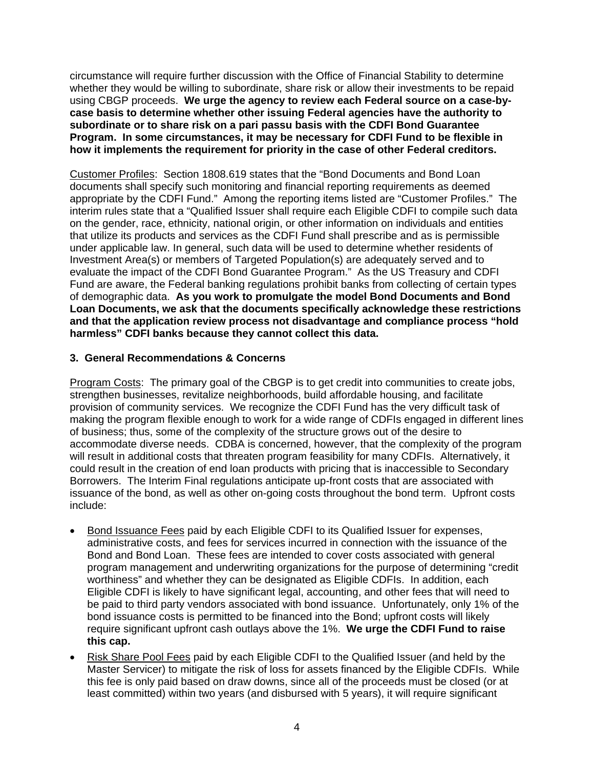circumstance will require further discussion with the Office of Financial Stability to determine whether they would be willing to subordinate, share risk or allow their investments to be repaid using CBGP proceeds. **We urge the agency to review each Federal source on a case-by-case basis to determine whether other issuing Federal agencies have the authority to subordinate or to share risk on a pari passu basis with the CDFI Bond Guarantee Program. In some circumstances, it may be necessary for CDFI Fund to be flexible in how it implements the requirement for priority in the case of other Federal creditors.**

Customer Profiles: Section 1808.619 states that the "Bond Documents and Bond Loan documents shall specify such monitoring and financial reporting requirements as deemed appropriate by the CDFI Fund." Among the reporting items listed are "Customer Profiles." The interim rules state that a "Qualified Issuer shall require each Eligible CDFI to compile such data on the gender, race, ethnicity, national origin, or other information on individuals and entities that utilize its products and services as the CDFI Fund shall prescribe and as is permissible under applicable law. In general, such data will be used to determine whether residents of Investment Area(s) or members of Targeted Population(s) are adequately served and to evaluate the impact of the CDFI Bond Guarantee Program." As the US Treasury and CDFI Fund are aware, the Federal banking regulations prohibit banks from collecting of certain types of demographic data. **As you work to promulgate the model Bond Documents and Bond Loan Documents, we ask that the documents specifically acknowledge these restrictions and that the application review process not disadvantage and compliance process "hold harmless" CDFI banks because they cannot collect this data.**

### 3. General Recommendations & Concerns

Program Costs: The primary goal of the CBGP is to get credit into communities to create jobs, strengthen businesses, revitalize neighborhoods, build affordable housing, and facilitate provision of community services. We recognize the CDFI Fund has the very difficult task of making the program flexible enough to work for a wide range of CDFIs engaged in different lines of business; thus, some of the complexity of the structure grows out of the desire to accommodate diverse needs. CDBA is concerned, however, that the complexity of the program will result in additional costs that threaten program feasibility for many CDFIs. Alternatively, it could result in the creation of end loan products with pricing that is inaccessible to Secondary Borrowers. The Interim Final regulations anticipate up-front costs that are associated with issuance of the bond, as well as other on-going costs throughout the bond term. Upfront costs include:

- Bond Issuance Fees paid by each Eligible CDFI to its Qualified Issuer for expenses, administrative costs, and fees for services incurred in connection with the issuance of the Bond and Bond Loan. These fees are intended to cover costs associated with general program management and underwriting organizations for the purpose of determining "credit worthiness" and whether they can be designated as Eligible CDFIs. In addition, each Eligible CDFI is likely to have significant legal, accounting, and other fees that will need to be paid to third party vendors associated with bond issuance. Unfortunately, only 1% of the bond issuance costs is permitted to be financed into the Bond; upfront costs will likely require significant upfront cash outlays above the 1%. **We urge the CDFI Fund to raise this cap.**
- Risk Share Pool Fees paid by each Eligible CDFI to the Qualified Issuer (and held by the Master Servicer) to mitigate the risk of loss for assets financed by the Eligible CDFIs. While this fee is only paid based on draw downs, since all of the proceeds must be closed (or at least committed) within two years (and disbursed with 5 years), it will require significant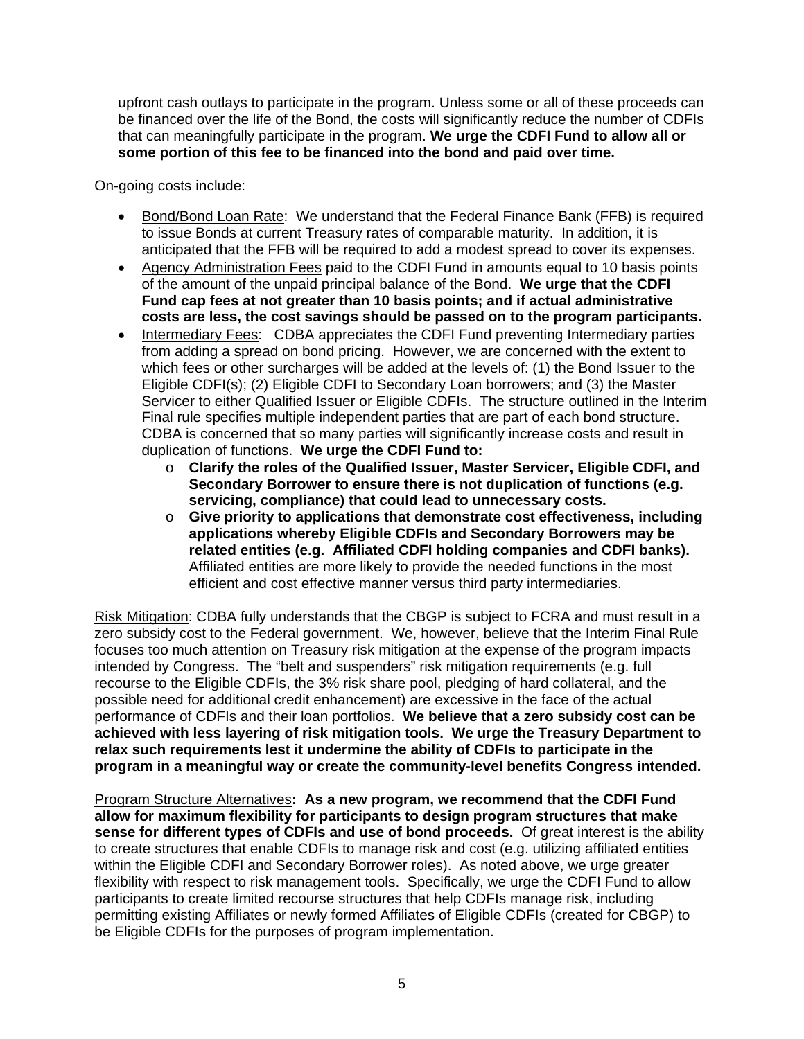upfront cash outlays to participate in the program. Unless some or all of these proceeds can be financed over the life of the Bond, the costs will significantly reduce the number of CDFIs that can meaningfully participate in the program. **We urge the CDFI Fund to allow all or some portion of this fee to be financed into the bond and paid over time.**

On-going costs include:

- <u>Bond/Bond Loan Rate</u>: We understand that the Federal Finance Bank (FFB) is required to issue Bonds at current Treasury rates of comparable maturity. In addition, it is anticipated that the FFB will be required to add a modest spread to cover its expenses.
- <u>Agency Administration Fees</u> paid to the CDFI Fund in amounts equal to 10 basis points of the amount of the unpaid principal balance of the Bond. **We urge that the CDFI Fund cap fees at not greater than 10 basis points; and if actual administrative costs are less, the cost savings should be passed on to the program participants.**
- <u>Intermediary Fees</u>: CDBA appreciates the CDFI Fund preventing Intermediary parties from adding a spread on bond pricing. However, we are concerned with the extent to which fees or other surcharges will be added at the levels of: (1) the Bond Issuer to the Eligible CDFI(s); (2) Eligible CDFI to Secondary Loan borrowers; and (3) the Master Servicer to either Qualified Issuer or Eligible CDFIs. The structure outlined in the Interim Final rule specifies multiple independent parties that are part of each bond structure. CDBA is concerned that so many parties will significantly increase costs and result in duplication of functions. **We urge the CDFI Fund to:**
  - **Clarify the roles of the Qualified Issuer, Master Servicer, Eligible CDFI, and Secondary Borrower to ensure there is not duplication of functions (e.g. servicing, compliance) that could lead to unnecessary costs.**
  - **Give priority to applications that demonstrate cost effectiveness, including applications whereby Eligible CDFIs and Secondary Borrowers may be related entities (e.g. Affiliated CDFI holding companies and CDFI banks).** Affiliated entities are more likely to provide the needed functions in the most efficient and cost effective manner versus third party intermediaries.

<u>Risk Mitigation</u>: CDBA fully understands that the CBGP is subject to FCRA and must result in a zero subsidy cost to the Federal government. We, however, believe that the Interim Final Rule focuses too much attention on Treasury risk mitigation at the expense of the program impacts intended by Congress. The "belt and suspenders" risk mitigation requirements (e.g. full recourse to the Eligible CDFIs, the 3% risk share pool, pledging of hard collateral, and the possible need for additional credit enhancement) are excessive in the face of the actual performance of CDFIs and their loan portfolios. **We believe that a zero subsidy cost can be achieved with less layering of risk mitigation tools. We urge the Treasury Department to relax such requirements lest it undermine the ability of CDFIs to participate in the program in a meaningful way or create the community-level benefits Congress intended.**

<u>Program Structure Alternatives</u>**: As a new program, we recommend that the CDFI Fund allow for maximum flexibility for participants to design program structures that make sense for different types of CDFIs and use of bond proceeds.** Of great interest is the ability to create structures that enable CDFIs to manage risk and cost (e.g. utilizing affiliated entities within the Eligible CDFI and Secondary Borrower roles). As noted above, we urge greater flexibility with respect to risk management tools. Specifically, we urge the CDFI Fund to allow participants to create limited recourse structures that help CDFIs manage risk, including permitting existing Affiliates or newly formed Affiliates of Eligible CDFIs (created for CBGP) to be Eligible CDFIs for the purposes of program implementation.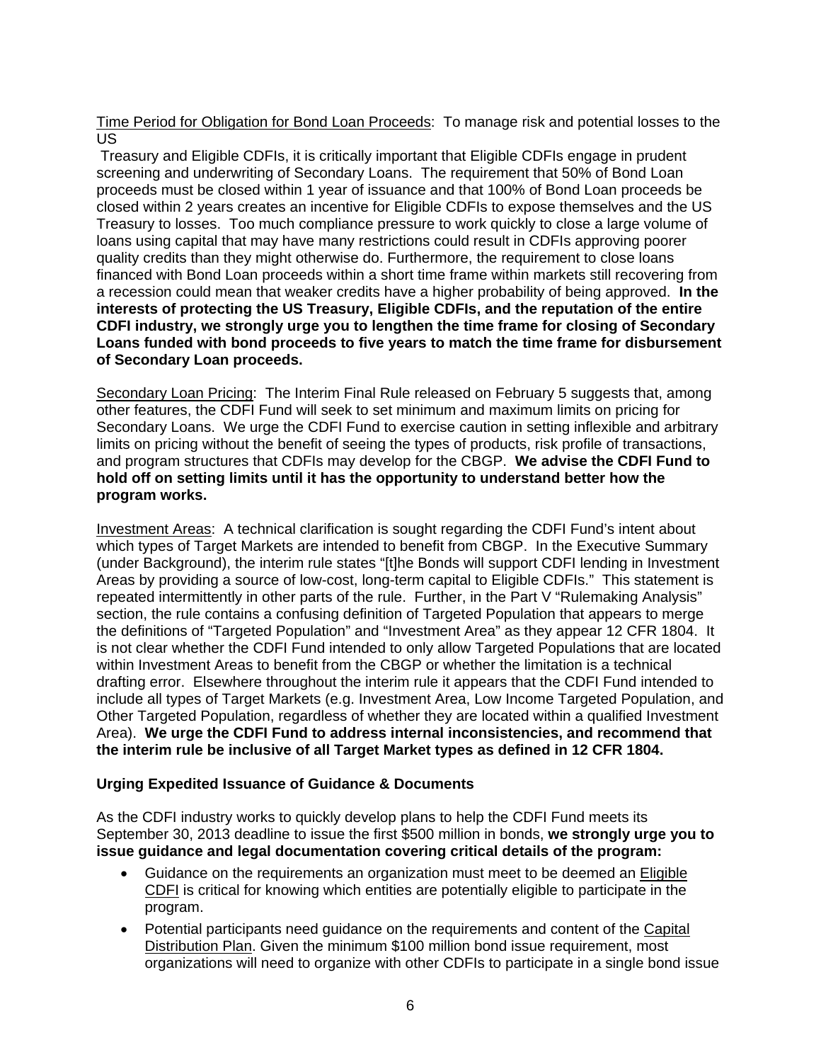Time Period for Obligation for Bond Loan Proceeds: To manage risk and potential losses to the US Treasury and Eligible CDFIs, it is critically important that Eligible CDFIs engage in prudent screening and underwriting of Secondary Loans. The requirement that 50% of Bond Loan proceeds must be closed within 1 year of issuance and that 100% of Bond Loan proceeds be closed within 2 years creates an incentive for Eligible CDFIs to expose themselves and the US Treasury to losses. Too much compliance pressure to work quickly to close a large volume of loans using capital that may have many restrictions could result in CDFIs approving poorer quality credits than they might otherwise do. Furthermore, the requirement to close loans financed with Bond Loan proceeds within a short time frame within markets still recovering from a recession could mean that weaker credits have a higher probability of being approved. **In the interests of protecting the US Treasury, Eligible CDFIs, and the reputation of the entire CDFI industry, we strongly urge you to lengthen the time frame for closing of Secondary Loans funded with bond proceeds to five years to match the time frame for disbursement of Secondary Loan proceeds.**

Secondary Loan Pricing: The Interim Final Rule released on February 5 suggests that, among other features, the CDFI Fund will seek to set minimum and maximum limits on pricing for Secondary Loans. We urge the CDFI Fund to exercise caution in setting inflexible and arbitrary limits on pricing without the benefit of seeing the types of products, risk profile of transactions, and program structures that CDFIs may develop for the CBGP. **We advise the CDFI Fund to hold off on setting limits until it has the opportunity to understand better how the program works.**

Investment Areas: A technical clarification is sought regarding the CDFI Fund's intent about which types of Target Markets are intended to benefit from CBGP. In the Executive Summary (under Background), the interim rule states "[t]he Bonds will support CDFI lending in Investment Areas by providing a source of low-cost, long-term capital to Eligible CDFIs." This statement is repeated intermittently in other parts of the rule. Further, in the Part V "Rulemaking Analysis" section, the rule contains a confusing definition of Targeted Population that appears to merge the definitions of "Targeted Population" and "Investment Area" as they appear 12 CFR 1804. It is not clear whether the CDFI Fund intended to only allow Targeted Populations that are located within Investment Areas to benefit from the CBGP or whether the limitation is a technical drafting error. Elsewhere throughout the interim rule it appears that the CDFI Fund intended to include all types of Target Markets (e.g. Investment Area, Low Income Targeted Population, and Other Targeted Population, regardless of whether they are located within a qualified Investment Area). **We urge the CDFI Fund to address internal inconsistencies, and recommend that the interim rule be inclusive of all Target Market types as defined in 12 CFR 1804.**

**Urging Expedited Issuance of Guidance & Documents**

As the CDFI industry works to quickly develop plans to help the CDFI Fund meets its September 30, 2013 deadline to issue the first $500 million in bonds, **we strongly urge you to issue guidance and legal documentation covering critical details of the program:**

- Guidance on the requirements an organization must meet to be deemed an Eligible CDFI is critical for knowing which entities are potentially eligible to participate in the program.
- Potential participants need guidance on the requirements and content of the Capital Distribution Plan. Given the minimum $100 million bond issue requirement, most organizations will need to organize with other CDFIs to participate in a single bond issue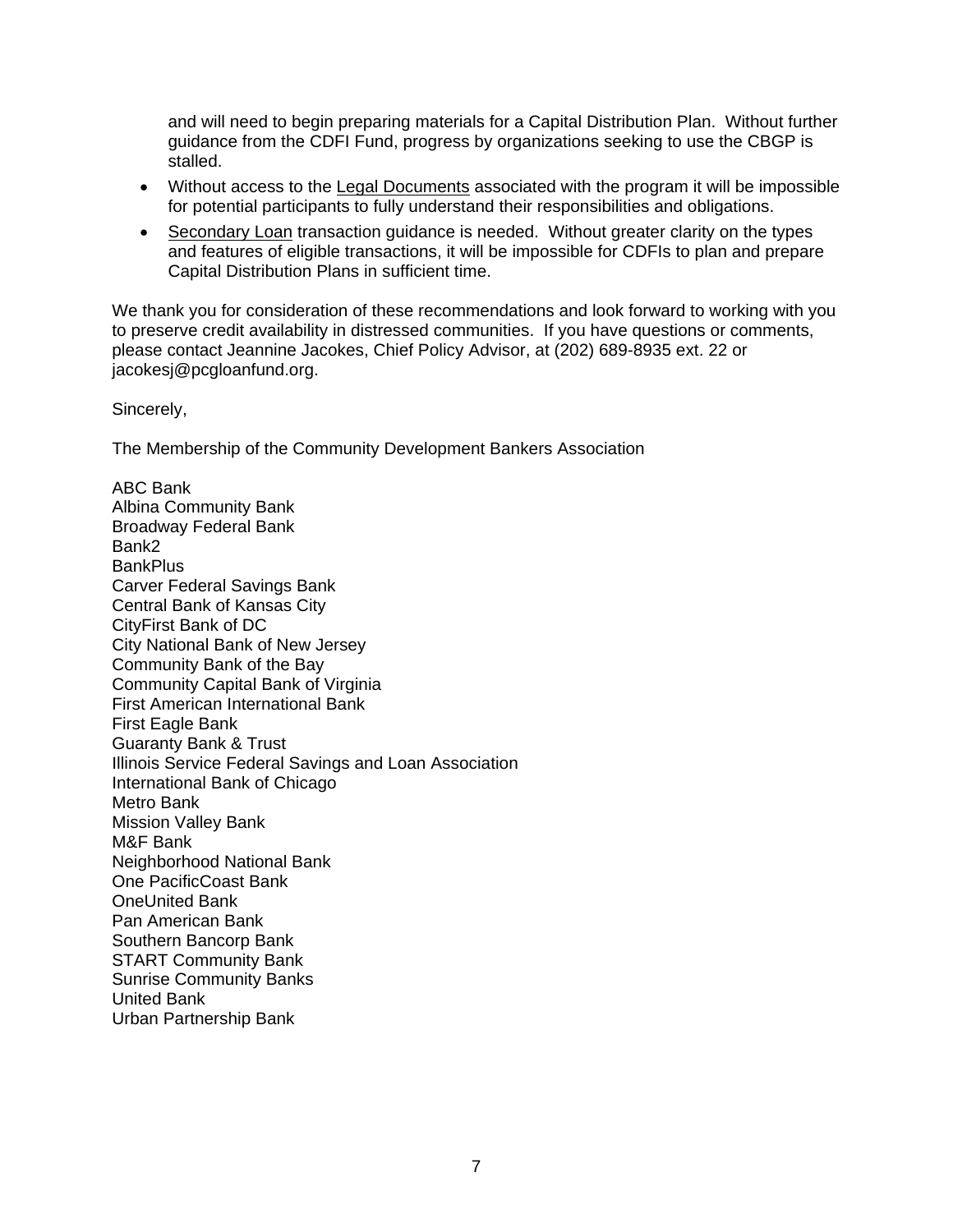and will need to begin preparing materials for a Capital Distribution Plan. Without further guidance from the CDFI Fund, progress by organizations seeking to use the CBGP is stalled.

- Without access to the Legal Documents associated with the program it will be impossible for potential participants to fully understand their responsibilities and obligations.
- Secondary Loan transaction guidance is needed. Without greater clarity on the types and features of eligible transactions, it will be impossible for CDFIs to plan and prepare Capital Distribution Plans in sufficient time.

We thank you for consideration of these recommendations and look forward to working with you to preserve credit availability in distressed communities. If you have questions or comments, please contact Jeannine Jacokes, Chief Policy Advisor, at (202) 689-8935 ext. 22 or jacokesj@pcgloanfund.org.

Sincerely,

The Membership of the Community Development Bankers Association

ABC Bank
Albina Community Bank
Broadway Federal Bank
Bank2
BankPlus
Carver Federal Savings Bank
Central Bank of Kansas City
CityFirst Bank of DC
City National Bank of New Jersey
Community Bank of the Bay
Community Capital Bank of Virginia
First American International Bank
First Eagle Bank
Guaranty Bank & Trust
Illinois Service Federal Savings and Loan Association
International Bank of Chicago
Metro Bank
Mission Valley Bank
M&F Bank
Neighborhood National Bank
One PacificCoast Bank
OneUnited Bank
Pan American Bank
Southern Bancorp Bank
START Community Bank
Sunrise Community Banks
United Bank
Urban Partnership Bank